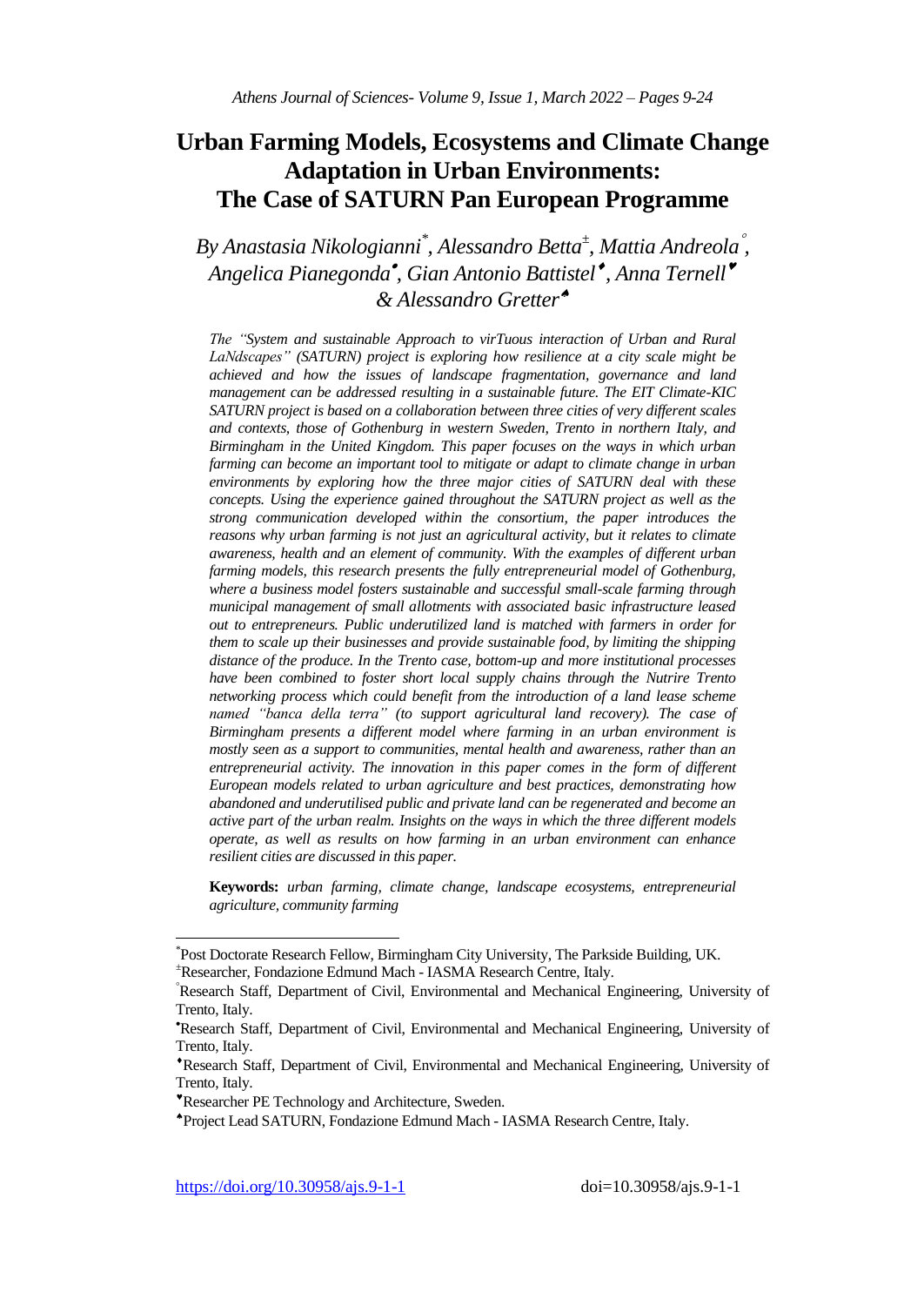# Urban Farming Models, Ecosystems and Climate Change Adaptation in Urban Environments: The Case of SATURN Pan European Programme

*By Anastasia Nikologianni[\*], Alessandro Betta[±], Mattia Andreola[°], Angelica Pianegonda[•], Gian Antonio Battistel[♦], Anna Ternell[♥] & Alessandro Gretter[♠]*

*The "System and sustainable Approach to virTuous interaction of Urban and Rural LaNdscapes" (SATURN) project is exploring how resilience at a city scale might be achieved and how the issues of landscape fragmentation, governance and land management can be addressed resulting in a sustainable future. The EIT Climate-KIC SATURN project is based on a collaboration between three cities of very different scales and contexts, those of Gothenburg in western Sweden, Trento in northern Italy, and Birmingham in the United Kingdom. This paper focuses on the ways in which urban farming can become an important tool to mitigate or adapt to climate change in urban environments by exploring how the three major cities of SATURN deal with these concepts. Using the experience gained throughout the SATURN project as well as the strong communication developed within the consortium, the paper introduces the reasons why urban farming is not just an agricultural activity, but it relates to climate awareness, health and an element of community. With the examples of different urban farming models, this research presents the fully entrepreneurial model of Gothenburg, where a business model fosters sustainable and successful small-scale farming through municipal management of small allotments with associated basic infrastructure leased out to entrepreneurs. Public underutilized land is matched with farmers in order for them to scale up their businesses and provide sustainable food, by limiting the shipping distance of the produce. In the Trento case, bottom-up and more institutional processes have been combined to foster short local supply chains through the Nutrire Trento networking process which could benefit from the introduction of a land lease scheme named "banca della terra" (to support agricultural land recovery). The case of Birmingham presents a different model where farming in an urban environment is mostly seen as a support to communities, mental health and awareness, rather than an entrepreneurial activity. The innovation in this paper comes in the form of different European models related to urban agriculture and best practices, demonstrating how abandoned and underutilised public and private land can be regenerated and become an active part of the urban realm. Insights on the ways in which the three different models operate, as well as results on how farming in an urban environment can enhance resilient cities are discussed in this paper.*

**Keywords:** *urban farming, climate change, landscape ecosystems, entrepreneurial agriculture, community farming*

---

[\*] Post Doctorate Research Fellow, Birmingham City University, The Parkside Building, UK.

[±] Researcher, Fondazione Edmund Mach - IASMA Research Centre, Italy.

[°] Research Staff, Department of Civil, Environmental and Mechanical Engineering, University of Trento, Italy.

[•] Research Staff, Department of Civil, Environmental and Mechanical Engineering, University of Trento, Italy.

[♦] Research Staff, Department of Civil, Environmental and Mechanical Engineering, University of Trento, Italy.

[♥] Researcher PE Technology and Architecture, Sweden.

[♠] Project Lead SATURN, Fondazione Edmund Mach - IASMA Research Centre, Italy.

https://doi.org/10.30958/ajs.9-1-1 doi=10.30958/ajs.9-1-1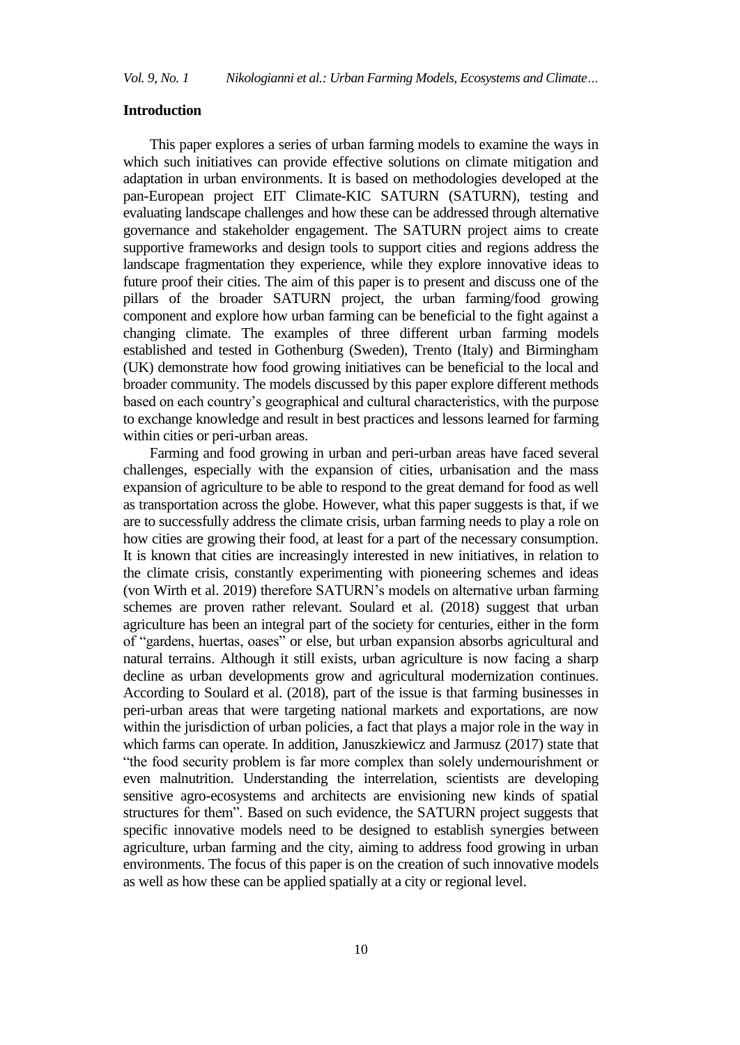## Introduction

This paper explores a series of urban farming models to examine the ways in which such initiatives can provide effective solutions on climate mitigation and adaptation in urban environments. It is based on methodologies developed at the pan-European project EIT Climate-KIC SATURN (SATURN), testing and evaluating landscape challenges and how these can be addressed through alternative governance and stakeholder engagement. The SATURN project aims to create supportive frameworks and design tools to support cities and regions address the landscape fragmentation they experience, while they explore innovative ideas to future proof their cities. The aim of this paper is to present and discuss one of the pillars of the broader SATURN project, the urban farming/food growing component and explore how urban farming can be beneficial to the fight against a changing climate. The examples of three different urban farming models established and tested in Gothenburg (Sweden), Trento (Italy) and Birmingham (UK) demonstrate how food growing initiatives can be beneficial to the local and broader community. The models discussed by this paper explore different methods based on each country's geographical and cultural characteristics, with the purpose to exchange knowledge and result in best practices and lessons learned for farming within cities or peri-urban areas.

Farming and food growing in urban and peri-urban areas have faced several challenges, especially with the expansion of cities, urbanisation and the mass expansion of agriculture to be able to respond to the great demand for food as well as transportation across the globe. However, what this paper suggests is that, if we are to successfully address the climate crisis, urban farming needs to play a role on how cities are growing their food, at least for a part of the necessary consumption. It is known that cities are increasingly interested in new initiatives, in relation to the climate crisis, constantly experimenting with pioneering schemes and ideas (von Wirth et al. 2019) therefore SATURN's models on alternative urban farming schemes are proven rather relevant. Soulard et al. (2018) suggest that urban agriculture has been an integral part of the society for centuries, either in the form of "gardens, huertas, oases" or else, but urban expansion absorbs agricultural and natural terrains. Although it still exists, urban agriculture is now facing a sharp decline as urban developments grow and agricultural modernization continues. According to Soulard et al. (2018), part of the issue is that farming businesses in peri-urban areas that were targeting national markets and exportations, are now within the jurisdiction of urban policies, a fact that plays a major role in the way in which farms can operate. In addition, Januszkiewicz and Jarmusz (2017) state that "the food security problem is far more complex than solely undernourishment or even malnutrition. Understanding the interrelation, scientists are developing sensitive agro-ecosystems and architects are envisioning new kinds of spatial structures for them". Based on such evidence, the SATURN project suggests that specific innovative models need to be designed to establish synergies between agriculture, urban farming and the city, aiming to address food growing in urban environments. The focus of this paper is on the creation of such innovative models as well as how these can be applied spatially at a city or regional level.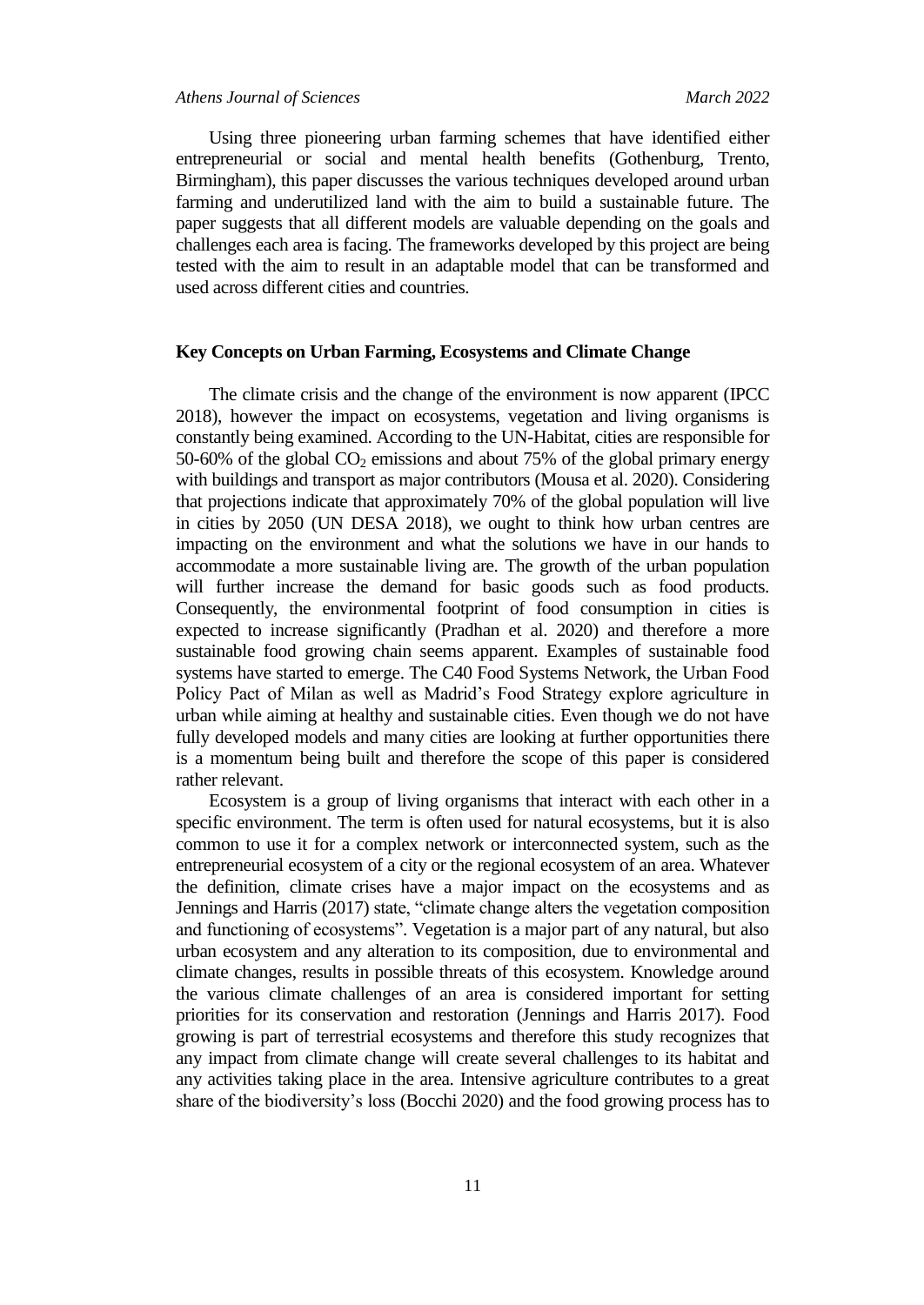Using three pioneering urban farming schemes that have identified either entrepreneurial or social and mental health benefits (Gothenburg, Trento, Birmingham), this paper discusses the various techniques developed around urban farming and underutilized land with the aim to build a sustainable future. The paper suggests that all different models are valuable depending on the goals and challenges each area is facing. The frameworks developed by this project are being tested with the aim to result in an adaptable model that can be transformed and used across different cities and countries.

## Key Concepts on Urban Farming, Ecosystems and Climate Change

The climate crisis and the change of the environment is now apparent (IPCC 2018), however the impact on ecosystems, vegetation and living organisms is constantly being examined. According to the UN-Habitat, cities are responsible for 50-60% of the global $CO_2$ emissions and about 75% of the global primary energy with buildings and transport as major contributors (Mousa et al. 2020). Considering that projections indicate that approximately 70% of the global population will live in cities by 2050 (UN DESA 2018), we ought to think how urban centres are impacting on the environment and what the solutions we have in our hands to accommodate a more sustainable living are. The growth of the urban population will further increase the demand for basic goods such as food products. Consequently, the environmental footprint of food consumption in cities is expected to increase significantly (Pradhan et al. 2020) and therefore a more sustainable food growing chain seems apparent. Examples of sustainable food systems have started to emerge. The C40 Food Systems Network, the Urban Food Policy Pact of Milan as well as Madrid's Food Strategy explore agriculture in urban while aiming at healthy and sustainable cities. Even though we do not have fully developed models and many cities are looking at further opportunities there is a momentum being built and therefore the scope of this paper is considered rather relevant.

Ecosystem is a group of living organisms that interact with each other in a specific environment. The term is often used for natural ecosystems, but it is also common to use it for a complex network or interconnected system, such as the entrepreneurial ecosystem of a city or the regional ecosystem of an area. Whatever the definition, climate crises have a major impact on the ecosystems and as Jennings and Harris (2017) state, "climate change alters the vegetation composition and functioning of ecosystems". Vegetation is a major part of any natural, but also urban ecosystem and any alteration to its composition, due to environmental and climate changes, results in possible threats of this ecosystem. Knowledge around the various climate challenges of an area is considered important for setting priorities for its conservation and restoration (Jennings and Harris 2017). Food growing is part of terrestrial ecosystems and therefore this study recognizes that any impact from climate change will create several challenges to its habitat and any activities taking place in the area. Intensive agriculture contributes to a great share of the biodiversity's loss (Bocchi 2020) and the food growing process has to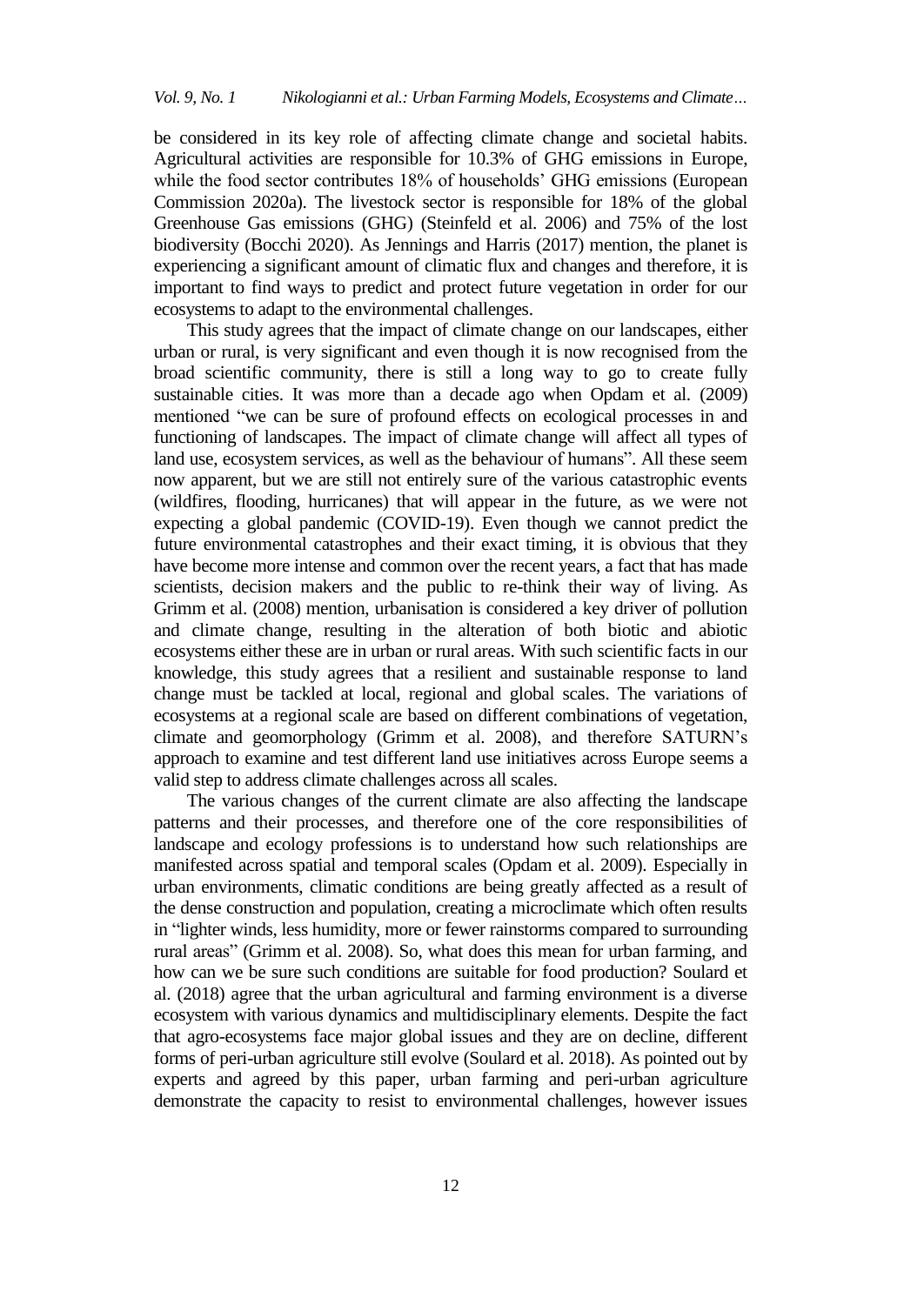be considered in its key role of affecting climate change and societal habits. Agricultural activities are responsible for 10.3% of GHG emissions in Europe, while the food sector contributes 18% of households' GHG emissions (European Commission 2020a). The livestock sector is responsible for 18% of the global Greenhouse Gas emissions (GHG) (Steinfeld et al. 2006) and 75% of the lost biodiversity (Bocchi 2020). As Jennings and Harris (2017) mention, the planet is experiencing a significant amount of climatic flux and changes and therefore, it is important to find ways to predict and protect future vegetation in order for our ecosystems to adapt to the environmental challenges.

This study agrees that the impact of climate change on our landscapes, either urban or rural, is very significant and even though it is now recognised from the broad scientific community, there is still a long way to go to create fully sustainable cities. It was more than a decade ago when Opdam et al. (2009) mentioned "we can be sure of profound effects on ecological processes in and functioning of landscapes. The impact of climate change will affect all types of land use, ecosystem services, as well as the behaviour of humans". All these seem now apparent, but we are still not entirely sure of the various catastrophic events (wildfires, flooding, hurricanes) that will appear in the future, as we were not expecting a global pandemic (COVID-19). Even though we cannot predict the future environmental catastrophes and their exact timing, it is obvious that they have become more intense and common over the recent years, a fact that has made scientists, decision makers and the public to re-think their way of living. As Grimm et al. (2008) mention, urbanisation is considered a key driver of pollution and climate change, resulting in the alteration of both biotic and abiotic ecosystems either these are in urban or rural areas. With such scientific facts in our knowledge, this study agrees that a resilient and sustainable response to land change must be tackled at local, regional and global scales. The variations of ecosystems at a regional scale are based on different combinations of vegetation, climate and geomorphology (Grimm et al. 2008), and therefore SATURN's approach to examine and test different land use initiatives across Europe seems a valid step to address climate challenges across all scales.

The various changes of the current climate are also affecting the landscape patterns and their processes, and therefore one of the core responsibilities of landscape and ecology professions is to understand how such relationships are manifested across spatial and temporal scales (Opdam et al. 2009). Especially in urban environments, climatic conditions are being greatly affected as a result of the dense construction and population, creating a microclimate which often results in "lighter winds, less humidity, more or fewer rainstorms compared to surrounding rural areas" (Grimm et al. 2008). So, what does this mean for urban farming, and how can we be sure such conditions are suitable for food production? Soulard et al. (2018) agree that the urban agricultural and farming environment is a diverse ecosystem with various dynamics and multidisciplinary elements. Despite the fact that agro-ecosystems face major global issues and they are on decline, different forms of peri-urban agriculture still evolve (Soulard et al. 2018). As pointed out by experts and agreed by this paper, urban farming and peri-urban agriculture demonstrate the capacity to resist to environmental challenges, however issues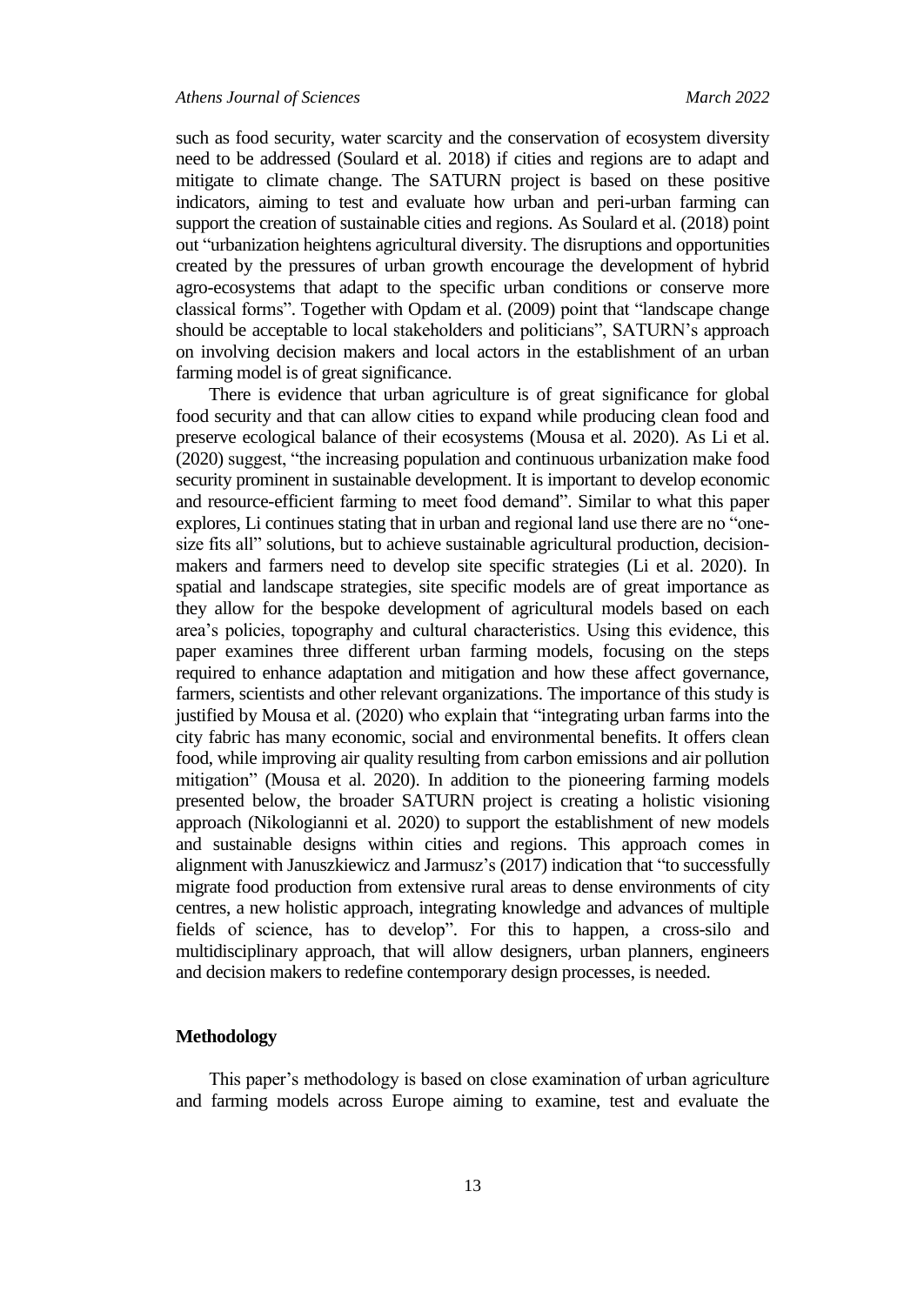such as food security, water scarcity and the conservation of ecosystem diversity need to be addressed (Soulard et al. 2018) if cities and regions are to adapt and mitigate to climate change. The SATURN project is based on these positive indicators, aiming to test and evaluate how urban and peri-urban farming can support the creation of sustainable cities and regions. As Soulard et al. (2018) point out "urbanization heightens agricultural diversity. The disruptions and opportunities created by the pressures of urban growth encourage the development of hybrid agro-ecosystems that adapt to the specific urban conditions or conserve more classical forms". Together with Opdam et al. (2009) point that "landscape change should be acceptable to local stakeholders and politicians", SATURN's approach on involving decision makers and local actors in the establishment of an urban farming model is of great significance.

There is evidence that urban agriculture is of great significance for global food security and that can allow cities to expand while producing clean food and preserve ecological balance of their ecosystems (Mousa et al. 2020). As Li et al. (2020) suggest, "the increasing population and continuous urbanization make food security prominent in sustainable development. It is important to develop economic and resource-efficient farming to meet food demand". Similar to what this paper explores, Li continues stating that in urban and regional land use there are no "one-size fits all" solutions, but to achieve sustainable agricultural production, decision-makers and farmers need to develop site specific strategies (Li et al. 2020). In spatial and landscape strategies, site specific models are of great importance as they allow for the bespoke development of agricultural models based on each area's policies, topography and cultural characteristics. Using this evidence, this paper examines three different urban farming models, focusing on the steps required to enhance adaptation and mitigation and how these affect governance, farmers, scientists and other relevant organizations. The importance of this study is justified by Mousa et al. (2020) who explain that "integrating urban farms into the city fabric has many economic, social and environmental benefits. It offers clean food, while improving air quality resulting from carbon emissions and air pollution mitigation" (Mousa et al. 2020). In addition to the pioneering farming models presented below, the broader SATURN project is creating a holistic visioning approach (Nikologianni et al. 2020) to support the establishment of new models and sustainable designs within cities and regions. This approach comes in alignment with Januszkiewicz and Jarmusz's (2017) indication that "to successfully migrate food production from extensive rural areas to dense environments of city centres, a new holistic approach, integrating knowledge and advances of multiple fields of science, has to develop". For this to happen, a cross-silo and multidisciplinary approach, that will allow designers, urban planners, engineers and decision makers to redefine contemporary design processes, is needed.

## Methodology

This paper's methodology is based on close examination of urban agriculture and farming models across Europe aiming to examine, test and evaluate the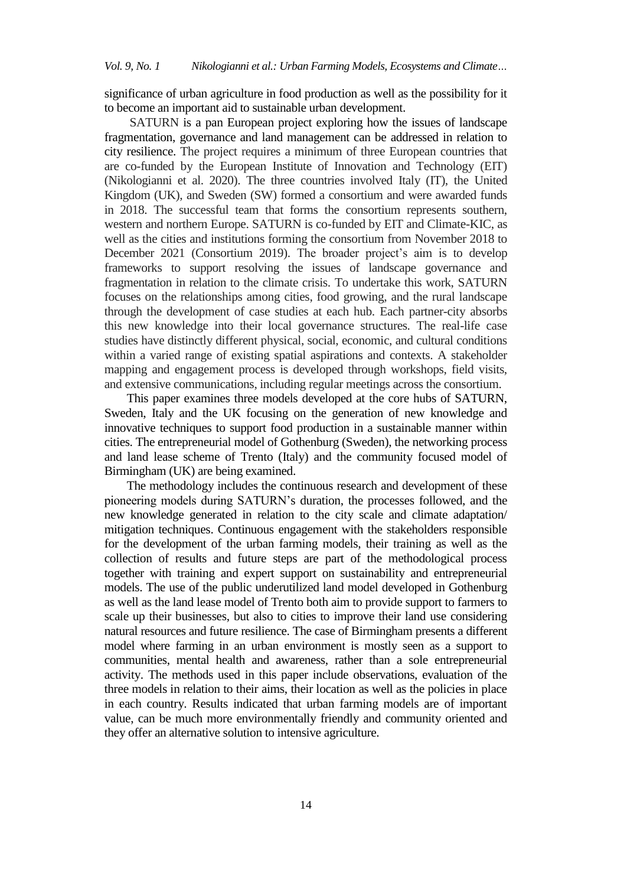significance of urban agriculture in food production as well as the possibility for it to become an important aid to sustainable urban development.

SATURN is a pan European project exploring how the issues of landscape fragmentation, governance and land management can be addressed in relation to city resilience. The project requires a minimum of three European countries that are co-funded by the European Institute of Innovation and Technology (EIT) (Nikologianni et al. 2020). The three countries involved Italy (IT), the United Kingdom (UK), and Sweden (SW) formed a consortium and were awarded funds in 2018. The successful team that forms the consortium represents southern, western and northern Europe. SATURN is co-funded by EIT and Climate-KIC, as well as the cities and institutions forming the consortium from November 2018 to December 2021 (Consortium 2019). The broader project's aim is to develop frameworks to support resolving the issues of landscape governance and fragmentation in relation to the climate crisis. To undertake this work, SATURN focuses on the relationships among cities, food growing, and the rural landscape through the development of case studies at each hub. Each partner-city absorbs this new knowledge into their local governance structures. The real-life case studies have distinctly different physical, social, economic, and cultural conditions within a varied range of existing spatial aspirations and contexts. A stakeholder mapping and engagement process is developed through workshops, field visits, and extensive communications, including regular meetings across the consortium.

This paper examines three models developed at the core hubs of SATURN, Sweden, Italy and the UK focusing on the generation of new knowledge and innovative techniques to support food production in a sustainable manner within cities. The entrepreneurial model of Gothenburg (Sweden), the networking process and land lease scheme of Trento (Italy) and the community focused model of Birmingham (UK) are being examined.

The methodology includes the continuous research and development of these pioneering models during SATURN's duration, the processes followed, and the new knowledge generated in relation to the city scale and climate adaptation/ mitigation techniques. Continuous engagement with the stakeholders responsible for the development of the urban farming models, their training as well as the collection of results and future steps are part of the methodological process together with training and expert support on sustainability and entrepreneurial models. The use of the public underutilized land model developed in Gothenburg as well as the land lease model of Trento both aim to provide support to farmers to scale up their businesses, but also to cities to improve their land use considering natural resources and future resilience. The case of Birmingham presents a different model where farming in an urban environment is mostly seen as a support to communities, mental health and awareness, rather than a sole entrepreneurial activity. The methods used in this paper include observations, evaluation of the three models in relation to their aims, their location as well as the policies in place in each country. Results indicated that urban farming models are of important value, can be much more environmentally friendly and community oriented and they offer an alternative solution to intensive agriculture.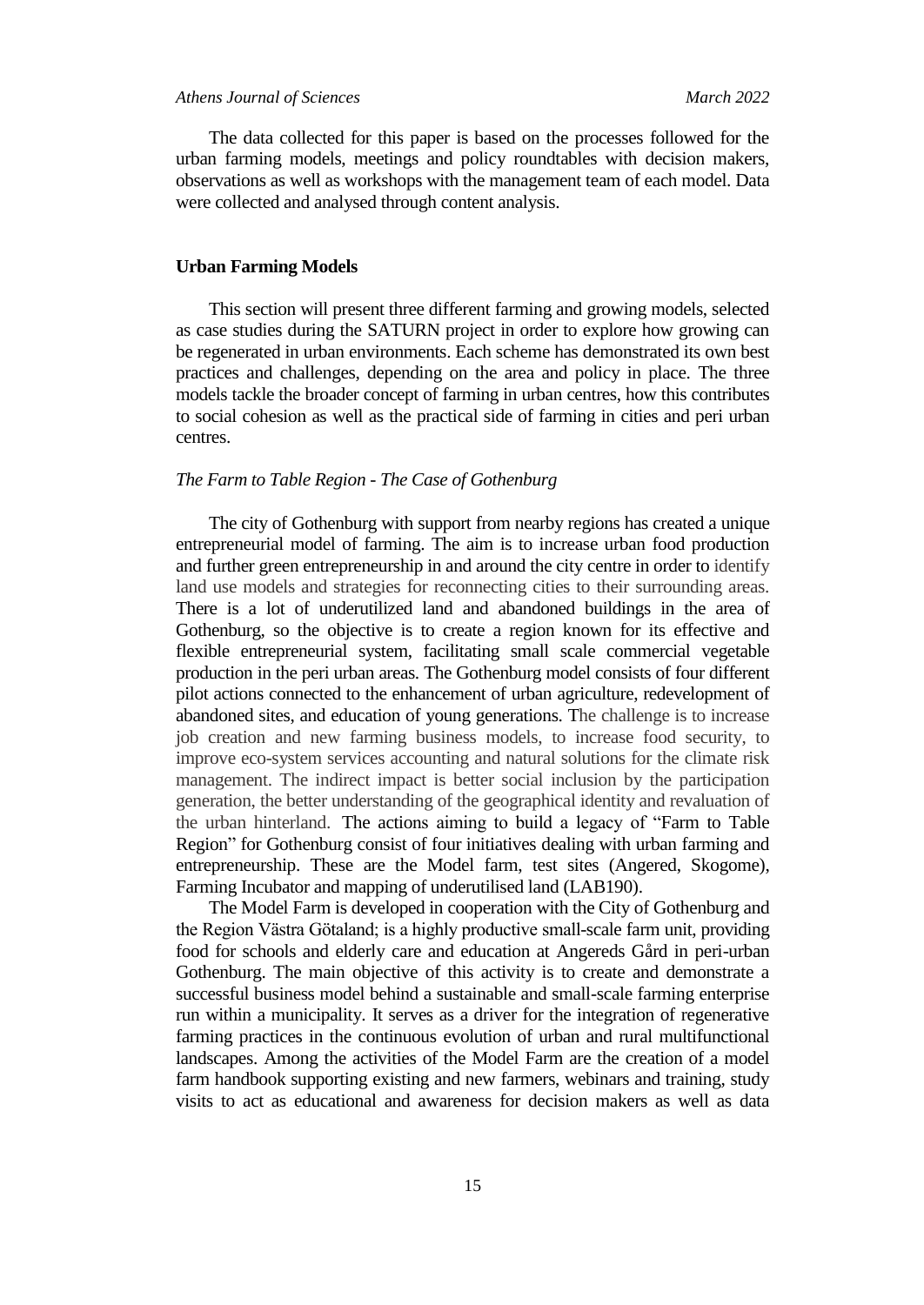The data collected for this paper is based on the processes followed for the urban farming models, meetings and policy roundtables with decision makers, observations as well as workshops with the management team of each model. Data were collected and analysed through content analysis.

## Urban Farming Models

This section will present three different farming and growing models, selected as case studies during the SATURN project in order to explore how growing can be regenerated in urban environments. Each scheme has demonstrated its own best practices and challenges, depending on the area and policy in place. The three models tackle the broader concept of farming in urban centres, how this contributes to social cohesion as well as the practical side of farming in cities and peri urban centres.

### *The Farm to Table Region - The Case of Gothenburg*

The city of Gothenburg with support from nearby regions has created a unique entrepreneurial model of farming. The aim is to increase urban food production and further green entrepreneurship in and around the city centre in order to identify land use models and strategies for reconnecting cities to their surrounding areas. There is a lot of underutilized land and abandoned buildings in the area of Gothenburg, so the objective is to create a region known for its effective and flexible entrepreneurial system, facilitating small scale commercial vegetable production in the peri urban areas. The Gothenburg model consists of four different pilot actions connected to the enhancement of urban agriculture, redevelopment of abandoned sites, and education of young generations. The challenge is to increase job creation and new farming business models, to increase food security, to improve eco-system services accounting and natural solutions for the climate risk management. The indirect impact is better social inclusion by the participation generation, the better understanding of the geographical identity and revaluation of the urban hinterland. The actions aiming to build a legacy of "Farm to Table Region" for Gothenburg consist of four initiatives dealing with urban farming and entrepreneurship. These are the Model farm, test sites (Angered, Skogome), Farming Incubator and mapping of underutilised land (LAB190).

The Model Farm is developed in cooperation with the City of Gothenburg and the Region Västra Götaland; is a highly productive small-scale farm unit, providing food for schools and elderly care and education at Angereds Gård in peri-urban Gothenburg. The main objective of this activity is to create and demonstrate a successful business model behind a sustainable and small-scale farming enterprise run within a municipality. It serves as a driver for the integration of regenerative farming practices in the continuous evolution of urban and rural multifunctional landscapes. Among the activities of the Model Farm are the creation of a model farm handbook supporting existing and new farmers, webinars and training, study visits to act as educational and awareness for decision makers as well as data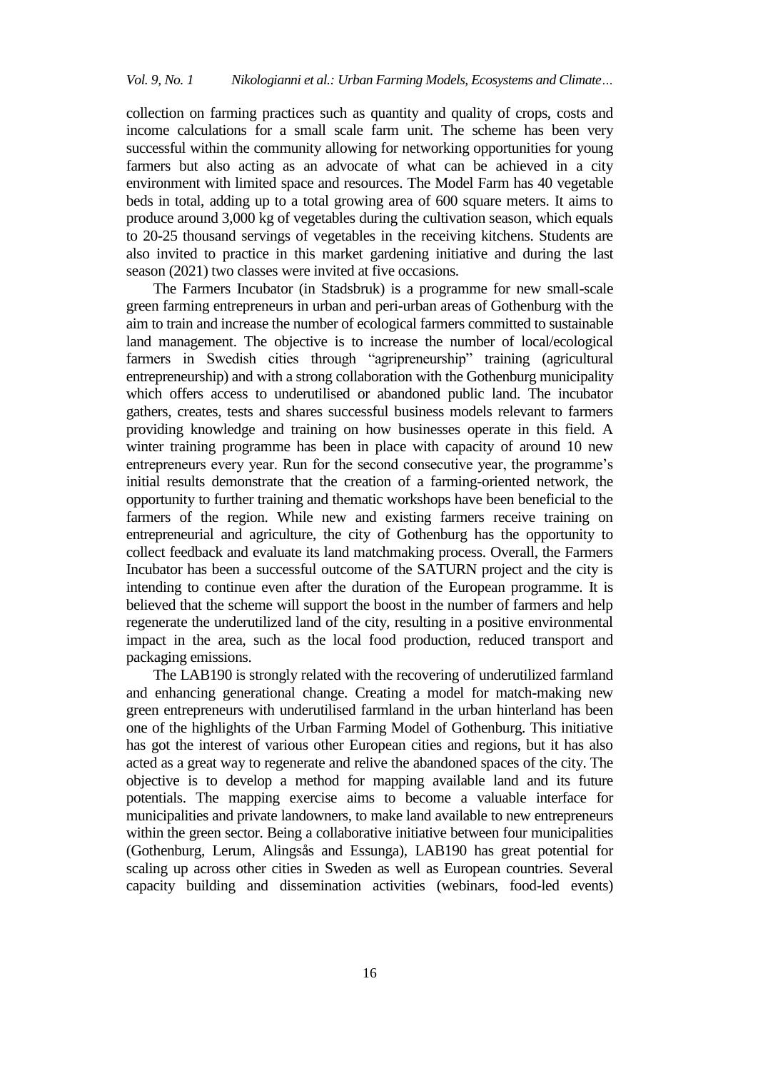collection on farming practices such as quantity and quality of crops, costs and income calculations for a small scale farm unit. The scheme has been very successful within the community allowing for networking opportunities for young farmers but also acting as an advocate of what can be achieved in a city environment with limited space and resources. The Model Farm has 40 vegetable beds in total, adding up to a total growing area of 600 square meters. It aims to produce around 3,000 kg of vegetables during the cultivation season, which equals to 20-25 thousand servings of vegetables in the receiving kitchens. Students are also invited to practice in this market gardening initiative and during the last season (2021) two classes were invited at five occasions.

The Farmers Incubator (in Stadsbruk) is a programme for new small-scale green farming entrepreneurs in urban and peri-urban areas of Gothenburg with the aim to train and increase the number of ecological farmers committed to sustainable land management. The objective is to increase the number of local/ecological farmers in Swedish cities through "agripreneurship" training (agricultural entrepreneurship) and with a strong collaboration with the Gothenburg municipality which offers access to underutilised or abandoned public land. The incubator gathers, creates, tests and shares successful business models relevant to farmers providing knowledge and training on how businesses operate in this field. A winter training programme has been in place with capacity of around 10 new entrepreneurs every year. Run for the second consecutive year, the programme's initial results demonstrate that the creation of a farming-oriented network, the opportunity to further training and thematic workshops have been beneficial to the farmers of the region. While new and existing farmers receive training on entrepreneurial and agriculture, the city of Gothenburg has the opportunity to collect feedback and evaluate its land matchmaking process. Overall, the Farmers Incubator has been a successful outcome of the SATURN project and the city is intending to continue even after the duration of the European programme. It is believed that the scheme will support the boost in the number of farmers and help regenerate the underutilized land of the city, resulting in a positive environmental impact in the area, such as the local food production, reduced transport and packaging emissions.

The LAB190 is strongly related with the recovering of underutilized farmland and enhancing generational change. Creating a model for match-making new green entrepreneurs with underutilised farmland in the urban hinterland has been one of the highlights of the Urban Farming Model of Gothenburg. This initiative has got the interest of various other European cities and regions, but it has also acted as a great way to regenerate and relive the abandoned spaces of the city. The objective is to develop a method for mapping available land and its future potentials. The mapping exercise aims to become a valuable interface for municipalities and private landowners, to make land available to new entrepreneurs within the green sector. Being a collaborative initiative between four municipalities (Gothenburg, Lerum, Alingsås and Essunga), LAB190 has great potential for scaling up across other cities in Sweden as well as European countries. Several capacity building and dissemination activities (webinars, food-led events)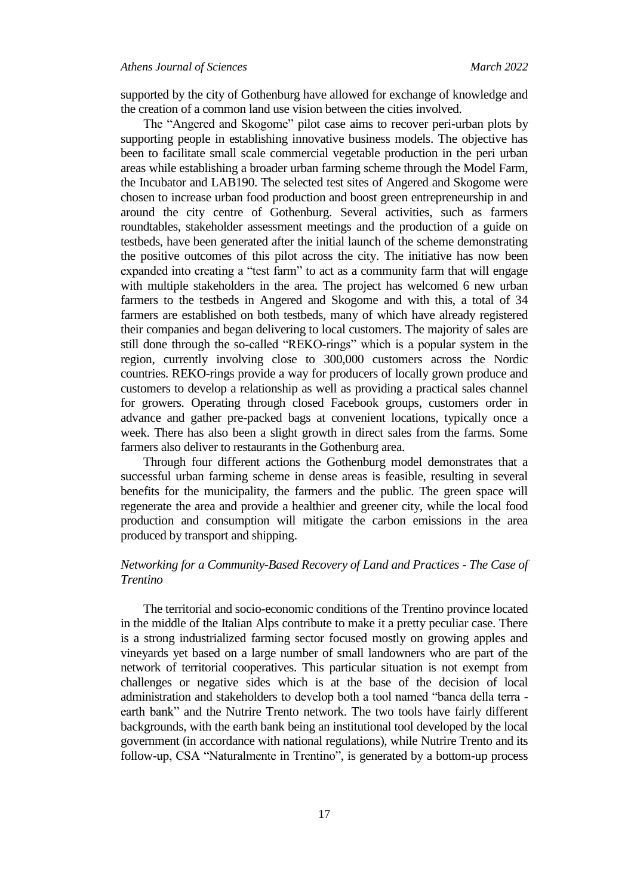supported by the city of Gothenburg have allowed for exchange of knowledge and the creation of a common land use vision between the cities involved.

The "Angered and Skogome" pilot case aims to recover peri-urban plots by supporting people in establishing innovative business models. The objective has been to facilitate small scale commercial vegetable production in the peri urban areas while establishing a broader urban farming scheme through the Model Farm, the Incubator and LAB190. The selected test sites of Angered and Skogome were chosen to increase urban food production and boost green entrepreneurship in and around the city centre of Gothenburg. Several activities, such as farmers roundtables, stakeholder assessment meetings and the production of a guide on testbeds, have been generated after the initial launch of the scheme demonstrating the positive outcomes of this pilot across the city. The initiative has now been expanded into creating a "test farm" to act as a community farm that will engage with multiple stakeholders in the area. The project has welcomed 6 new urban farmers to the testbeds in Angered and Skogome and with this, a total of 34 farmers are established on both testbeds, many of which have already registered their companies and began delivering to local customers. The majority of sales are still done through the so-called "REKO-rings" which is a popular system in the region, currently involving close to 300,000 customers across the Nordic countries. REKO-rings provide a way for producers of locally grown produce and customers to develop a relationship as well as providing a practical sales channel for growers. Operating through closed Facebook groups, customers order in advance and gather pre-packed bags at convenient locations, typically once a week. There has also been a slight growth in direct sales from the farms. Some farmers also deliver to restaurants in the Gothenburg area.

Through four different actions the Gothenburg model demonstrates that a successful urban farming scheme in dense areas is feasible, resulting in several benefits for the municipality, the farmers and the public. The green space will regenerate the area and provide a healthier and greener city, while the local food production and consumption will mitigate the carbon emissions in the area produced by transport and shipping.

### *Networking for a Community-Based Recovery of Land and Practices - The Case of Trentino*

The territorial and socio-economic conditions of the Trentino province located in the middle of the Italian Alps contribute to make it a pretty peculiar case. There is a strong industrialized farming sector focused mostly on growing apples and vineyards yet based on a large number of small landowners who are part of the network of territorial cooperatives. This particular situation is not exempt from challenges or negative sides which is at the base of the decision of local administration and stakeholders to develop both a tool named "banca della terra - earth bank" and the Nutrire Trento network. The two tools have fairly different backgrounds, with the earth bank being an institutional tool developed by the local government (in accordance with national regulations), while Nutrire Trento and its follow-up, CSA "Naturalmente in Trentino", is generated by a bottom-up process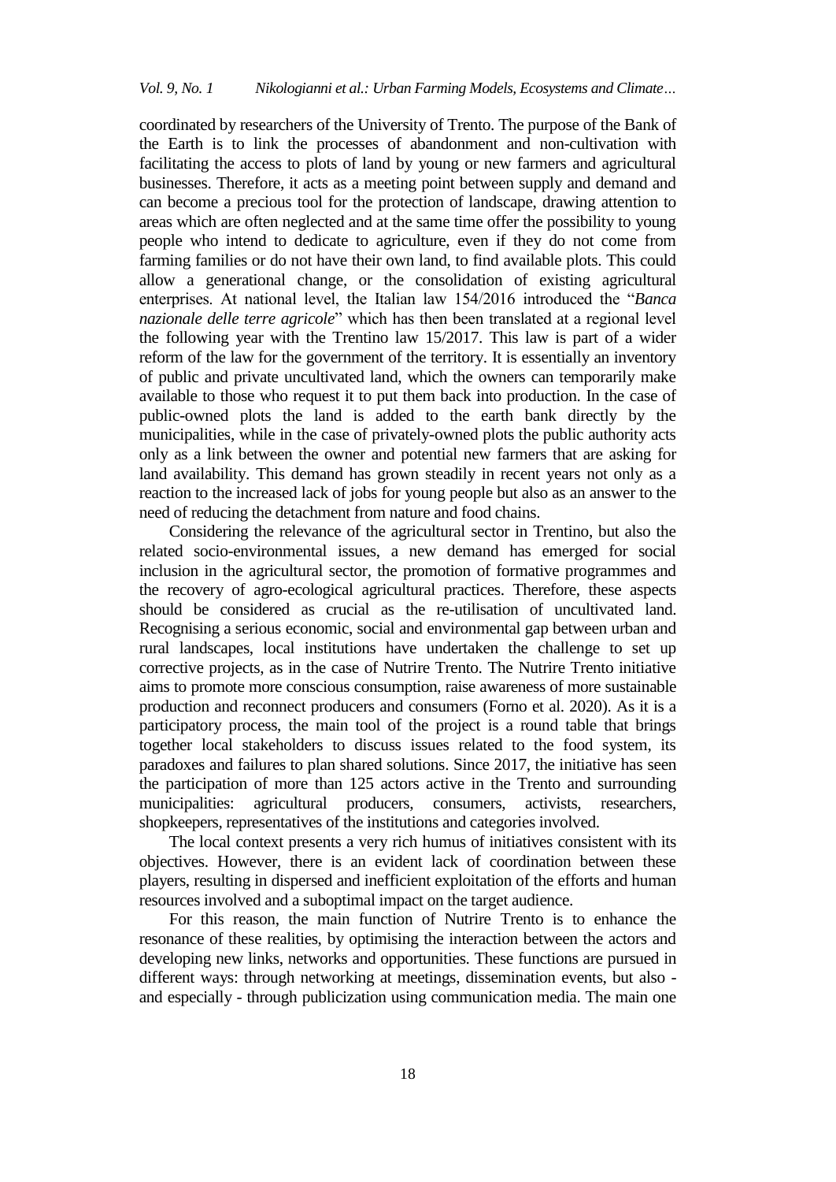coordinated by researchers of the University of Trento. The purpose of the Bank of the Earth is to link the processes of abandonment and non-cultivation with facilitating the access to plots of land by young or new farmers and agricultural businesses. Therefore, it acts as a meeting point between supply and demand and can become a precious tool for the protection of landscape, drawing attention to areas which are often neglected and at the same time offer the possibility to young people who intend to dedicate to agriculture, even if they do not come from farming families or do not have their own land, to find available plots. This could allow a generational change, or the consolidation of existing agricultural enterprises. At national level, the Italian law 154/2016 introduced the "*Banca nazionale delle terre agricole*" which has then been translated at a regional level the following year with the Trentino law 15/2017. This law is part of a wider reform of the law for the government of the territory. It is essentially an inventory of public and private uncultivated land, which the owners can temporarily make available to those who request it to put them back into production. In the case of public-owned plots the land is added to the earth bank directly by the municipalities, while in the case of privately-owned plots the public authority acts only as a link between the owner and potential new farmers that are asking for land availability. This demand has grown steadily in recent years not only as a reaction to the increased lack of jobs for young people but also as an answer to the need of reducing the detachment from nature and food chains.

Considering the relevance of the agricultural sector in Trentino, but also the related socio-environmental issues, a new demand has emerged for social inclusion in the agricultural sector, the promotion of formative programmes and the recovery of agro-ecological agricultural practices. Therefore, these aspects should be considered as crucial as the re-utilisation of uncultivated land. Recognising a serious economic, social and environmental gap between urban and rural landscapes, local institutions have undertaken the challenge to set up corrective projects, as in the case of Nutrire Trento. The Nutrire Trento initiative aims to promote more conscious consumption, raise awareness of more sustainable production and reconnect producers and consumers (Forno et al. 2020). As it is a participatory process, the main tool of the project is a round table that brings together local stakeholders to discuss issues related to the food system, its paradoxes and failures to plan shared solutions. Since 2017, the initiative has seen the participation of more than 125 actors active in the Trento and surrounding municipalities: agricultural producers, consumers, activists, researchers, shopkeepers, representatives of the institutions and categories involved.

The local context presents a very rich humus of initiatives consistent with its objectives. However, there is an evident lack of coordination between these players, resulting in dispersed and inefficient exploitation of the efforts and human resources involved and a suboptimal impact on the target audience.

For this reason, the main function of Nutrire Trento is to enhance the resonance of these realities, by optimising the interaction between the actors and developing new links, networks and opportunities. These functions are pursued in different ways: through networking at meetings, dissemination events, but also - and especially - through publicization using communication media. The main one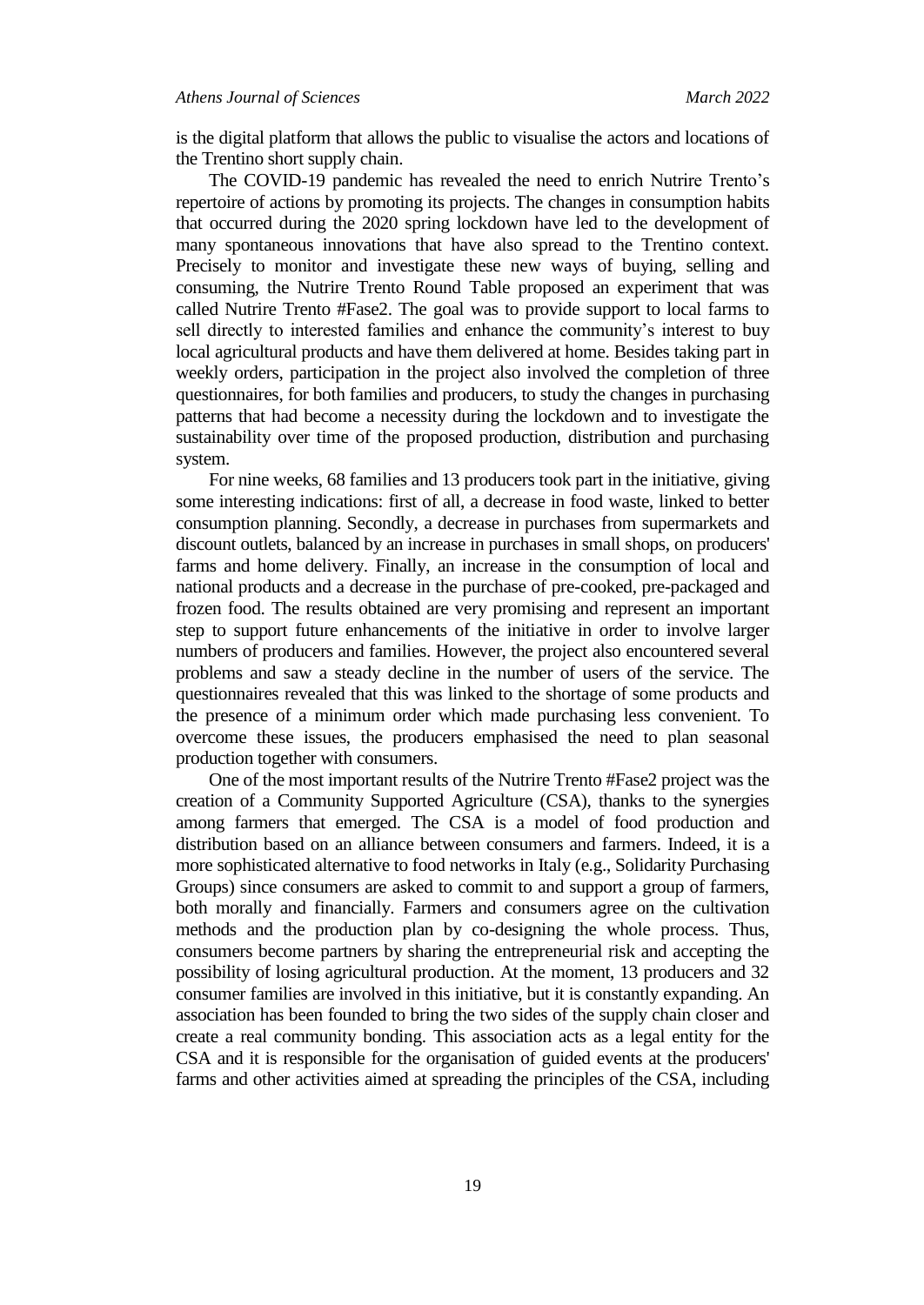is the digital platform that allows the public to visualise the actors and locations of the Trentino short supply chain.

The COVID-19 pandemic has revealed the need to enrich Nutrire Trento's repertoire of actions by promoting its projects. The changes in consumption habits that occurred during the 2020 spring lockdown have led to the development of many spontaneous innovations that have also spread to the Trentino context. Precisely to monitor and investigate these new ways of buying, selling and consuming, the Nutrire Trento Round Table proposed an experiment that was called Nutrire Trento #Fase2. The goal was to provide support to local farms to sell directly to interested families and enhance the community's interest to buy local agricultural products and have them delivered at home. Besides taking part in weekly orders, participation in the project also involved the completion of three questionnaires, for both families and producers, to study the changes in purchasing patterns that had become a necessity during the lockdown and to investigate the sustainability over time of the proposed production, distribution and purchasing system.

For nine weeks, 68 families and 13 producers took part in the initiative, giving some interesting indications: first of all, a decrease in food waste, linked to better consumption planning. Secondly, a decrease in purchases from supermarkets and discount outlets, balanced by an increase in purchases in small shops, on producers' farms and home delivery. Finally, an increase in the consumption of local and national products and a decrease in the purchase of pre-cooked, pre-packaged and frozen food. The results obtained are very promising and represent an important step to support future enhancements of the initiative in order to involve larger numbers of producers and families. However, the project also encountered several problems and saw a steady decline in the number of users of the service. The questionnaires revealed that this was linked to the shortage of some products and the presence of a minimum order which made purchasing less convenient. To overcome these issues, the producers emphasised the need to plan seasonal production together with consumers.

One of the most important results of the Nutrire Trento #Fase2 project was the creation of a Community Supported Agriculture (CSA), thanks to the synergies among farmers that emerged. The CSA is a model of food production and distribution based on an alliance between consumers and farmers. Indeed, it is a more sophisticated alternative to food networks in Italy (e.g., Solidarity Purchasing Groups) since consumers are asked to commit to and support a group of farmers, both morally and financially. Farmers and consumers agree on the cultivation methods and the production plan by co-designing the whole process. Thus, consumers become partners by sharing the entrepreneurial risk and accepting the possibility of losing agricultural production. At the moment, 13 producers and 32 consumer families are involved in this initiative, but it is constantly expanding. An association has been founded to bring the two sides of the supply chain closer and create a real community bonding. This association acts as a legal entity for the CSA and it is responsible for the organisation of guided events at the producers' farms and other activities aimed at spreading the principles of the CSA, including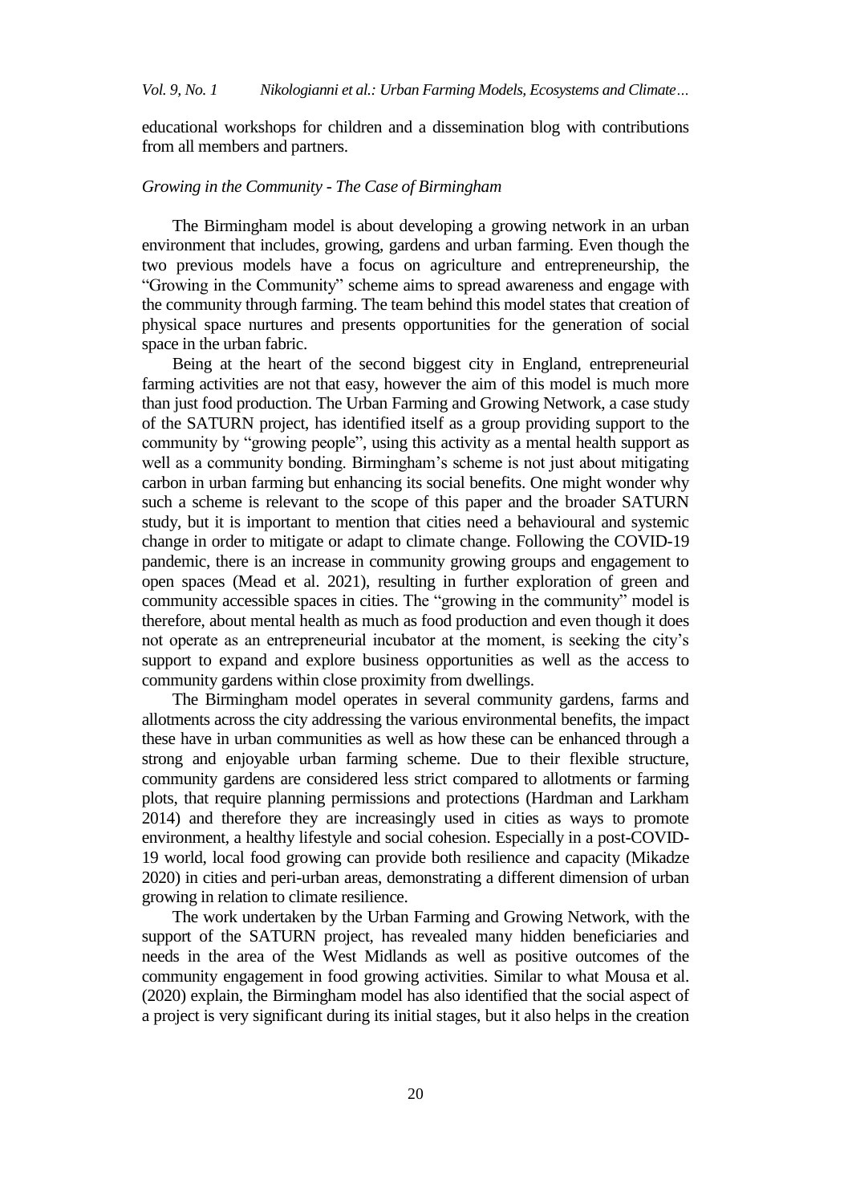educational workshops for children and a dissemination blog with contributions from all members and partners.

### *Growing in the Community - The Case of Birmingham*

The Birmingham model is about developing a growing network in an urban environment that includes, growing, gardens and urban farming. Even though the two previous models have a focus on agriculture and entrepreneurship, the "Growing in the Community" scheme aims to spread awareness and engage with the community through farming. The team behind this model states that creation of physical space nurtures and presents opportunities for the generation of social space in the urban fabric.

Being at the heart of the second biggest city in England, entrepreneurial farming activities are not that easy, however the aim of this model is much more than just food production. The Urban Farming and Growing Network, a case study of the SATURN project, has identified itself as a group providing support to the community by "growing people", using this activity as a mental health support as well as a community bonding. Birmingham's scheme is not just about mitigating carbon in urban farming but enhancing its social benefits. One might wonder why such a scheme is relevant to the scope of this paper and the broader SATURN study, but it is important to mention that cities need a behavioural and systemic change in order to mitigate or adapt to climate change. Following the COVID-19 pandemic, there is an increase in community growing groups and engagement to open spaces (Mead et al. 2021), resulting in further exploration of green and community accessible spaces in cities. The "growing in the community" model is therefore, about mental health as much as food production and even though it does not operate as an entrepreneurial incubator at the moment, is seeking the city's support to expand and explore business opportunities as well as the access to community gardens within close proximity from dwellings.

The Birmingham model operates in several community gardens, farms and allotments across the city addressing the various environmental benefits, the impact these have in urban communities as well as how these can be enhanced through a strong and enjoyable urban farming scheme. Due to their flexible structure, community gardens are considered less strict compared to allotments or farming plots, that require planning permissions and protections (Hardman and Larkham 2014) and therefore they are increasingly used in cities as ways to promote environment, a healthy lifestyle and social cohesion. Especially in a post-COVID-19 world, local food growing can provide both resilience and capacity (Mikadze 2020) in cities and peri-urban areas, demonstrating a different dimension of urban growing in relation to climate resilience.

The work undertaken by the Urban Farming and Growing Network, with the support of the SATURN project, has revealed many hidden beneficiaries and needs in the area of the West Midlands as well as positive outcomes of the community engagement in food growing activities. Similar to what Mousa et al. (2020) explain, the Birmingham model has also identified that the social aspect of a project is very significant during its initial stages, but it also helps in the creation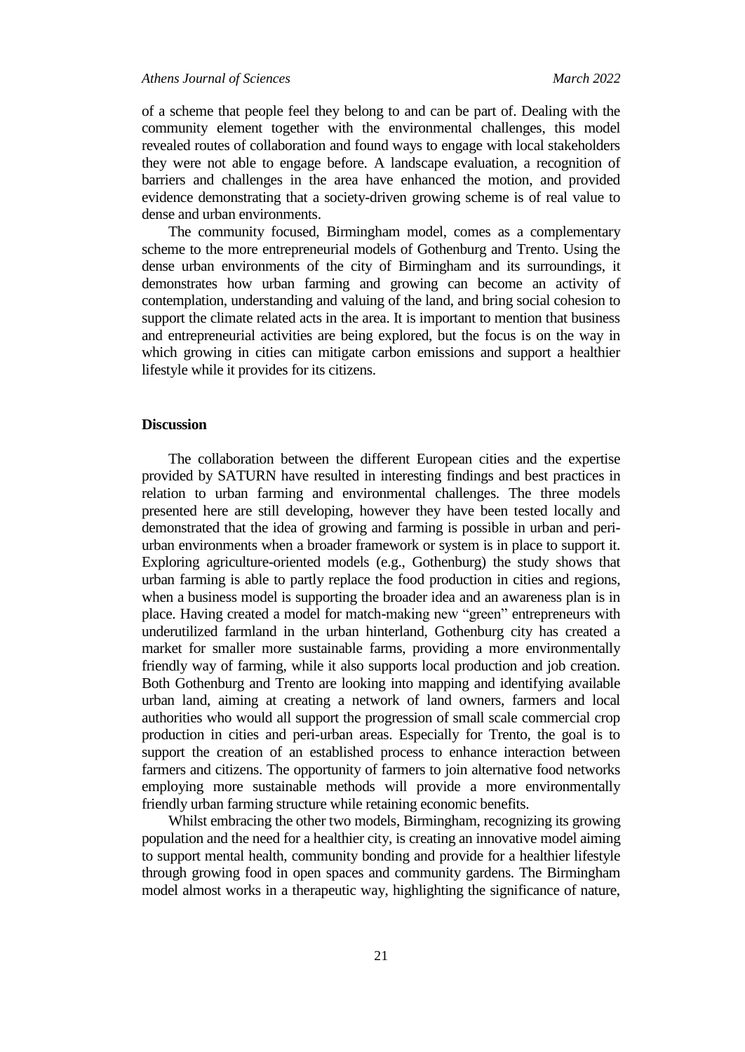of a scheme that people feel they belong to and can be part of. Dealing with the community element together with the environmental challenges, this model revealed routes of collaboration and found ways to engage with local stakeholders they were not able to engage before. A landscape evaluation, a recognition of barriers and challenges in the area have enhanced the motion, and provided evidence demonstrating that a society-driven growing scheme is of real value to dense and urban environments.

The community focused, Birmingham model, comes as a complementary scheme to the more entrepreneurial models of Gothenburg and Trento. Using the dense urban environments of the city of Birmingham and its surroundings, it demonstrates how urban farming and growing can become an activity of contemplation, understanding and valuing of the land, and bring social cohesion to support the climate related acts in the area. It is important to mention that business and entrepreneurial activities are being explored, but the focus is on the way in which growing in cities can mitigate carbon emissions and support a healthier lifestyle while it provides for its citizens.

## Discussion

The collaboration between the different European cities and the expertise provided by SATURN have resulted in interesting findings and best practices in relation to urban farming and environmental challenges. The three models presented here are still developing, however they have been tested locally and demonstrated that the idea of growing and farming is possible in urban and peri-urban environments when a broader framework or system is in place to support it. Exploring agriculture-oriented models (e.g., Gothenburg) the study shows that urban farming is able to partly replace the food production in cities and regions, when a business model is supporting the broader idea and an awareness plan is in place. Having created a model for match-making new "green" entrepreneurs with underutilized farmland in the urban hinterland, Gothenburg city has created a market for smaller more sustainable farms, providing a more environmentally friendly way of farming, while it also supports local production and job creation. Both Gothenburg and Trento are looking into mapping and identifying available urban land, aiming at creating a network of land owners, farmers and local authorities who would all support the progression of small scale commercial crop production in cities and peri-urban areas. Especially for Trento, the goal is to support the creation of an established process to enhance interaction between farmers and citizens. The opportunity of farmers to join alternative food networks employing more sustainable methods will provide a more environmentally friendly urban farming structure while retaining economic benefits.

Whilst embracing the other two models, Birmingham, recognizing its growing population and the need for a healthier city, is creating an innovative model aiming to support mental health, community bonding and provide for a healthier lifestyle through growing food in open spaces and community gardens. The Birmingham model almost works in a therapeutic way, highlighting the significance of nature,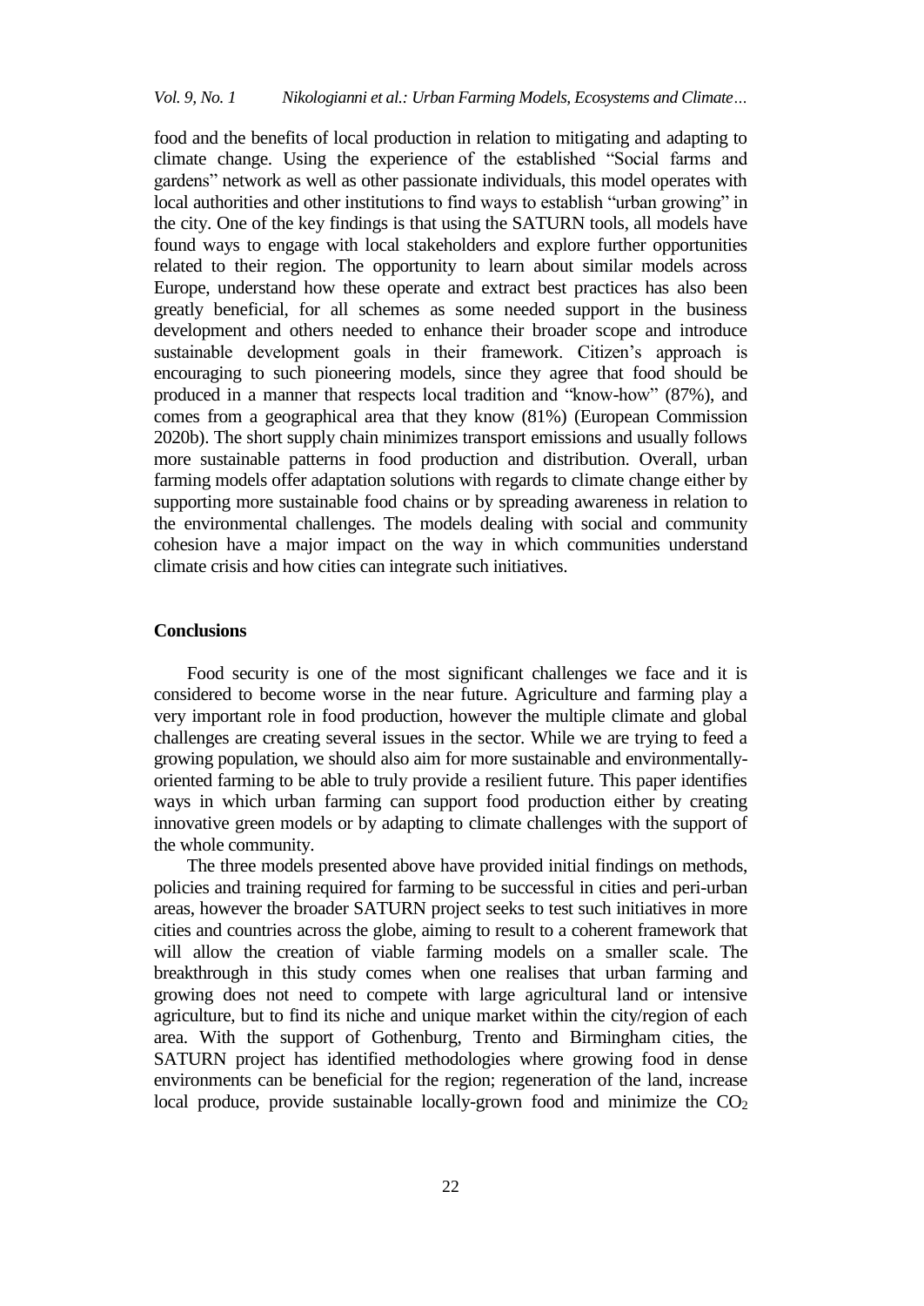food and the benefits of local production in relation to mitigating and adapting to climate change. Using the experience of the established "Social farms and gardens" network as well as other passionate individuals, this model operates with local authorities and other institutions to find ways to establish "urban growing" in the city. One of the key findings is that using the SATURN tools, all models have found ways to engage with local stakeholders and explore further opportunities related to their region. The opportunity to learn about similar models across Europe, understand how these operate and extract best practices has also been greatly beneficial, for all schemes as some needed support in the business development and others needed to enhance their broader scope and introduce sustainable development goals in their framework. Citizen's approach is encouraging to such pioneering models, since they agree that food should be produced in a manner that respects local tradition and "know-how" (87%), and comes from a geographical area that they know (81%) (European Commission 2020b). The short supply chain minimizes transport emissions and usually follows more sustainable patterns in food production and distribution. Overall, urban farming models offer adaptation solutions with regards to climate change either by supporting more sustainable food chains or by spreading awareness in relation to the environmental challenges. The models dealing with social and community cohesion have a major impact on the way in which communities understand climate crisis and how cities can integrate such initiatives.

## Conclusions

Food security is one of the most significant challenges we face and it is considered to become worse in the near future. Agriculture and farming play a very important role in food production, however the multiple climate and global challenges are creating several issues in the sector. While we are trying to feed a growing population, we should also aim for more sustainable and environmentally-oriented farming to be able to truly provide a resilient future. This paper identifies ways in which urban farming can support food production either by creating innovative green models or by adapting to climate challenges with the support of the whole community.

The three models presented above have provided initial findings on methods, policies and training required for farming to be successful in cities and peri-urban areas, however the broader SATURN project seeks to test such initiatives in more cities and countries across the globe, aiming to result to a coherent framework that will allow the creation of viable farming models on a smaller scale. The breakthrough in this study comes when one realises that urban farming and growing does not need to compete with large agricultural land or intensive agriculture, but to find its niche and unique market within the city/region of each area. With the support of Gothenburg, Trento and Birmingham cities, the SATURN project has identified methodologies where growing food in dense environments can be beneficial for the region; regeneration of the land, increase local produce, provide sustainable locally-grown food and minimize the $CO_2$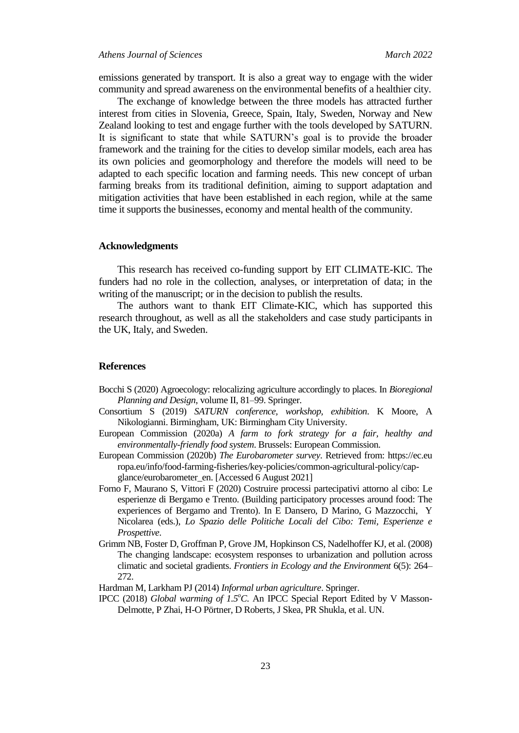emissions generated by transport. It is also a great way to engage with the wider community and spread awareness on the environmental benefits of a healthier city.

The exchange of knowledge between the three models has attracted further interest from cities in Slovenia, Greece, Spain, Italy, Sweden, Norway and New Zealand looking to test and engage further with the tools developed by SATURN. It is significant to state that while SATURN's goal is to provide the broader framework and the training for the cities to develop similar models, each area has its own policies and geomorphology and therefore the models will need to be adapted to each specific location and farming needs. This new concept of urban farming breaks from its traditional definition, aiming to support adaptation and mitigation activities that have been established in each region, while at the same time it supports the businesses, economy and mental health of the community.

## Acknowledgments

This research has received co-funding support by EIT CLIMATE-KIC. The funders had no role in the collection, analyses, or interpretation of data; in the writing of the manuscript; or in the decision to publish the results.

The authors want to thank EIT Climate-KIC, which has supported this research throughout, as well as all the stakeholders and case study participants in the UK, Italy, and Sweden.

## References

Bocchi S (2020) Agroecology: relocalizing agriculture accordingly to places. In *Bioregional Planning and Design*, volume II, 81–99. Springer.

Consortium S (2019) *SATURN conference, workshop, exhibition*. K Moore, A Nikologianni. Birmingham, UK: Birmingham City University.

European Commission (2020a) *A farm to fork strategy for a fair, healthy and environmentally-friendly food system*. Brussels: European Commission.

European Commission (2020b) *The Eurobarometer survey*. Retrieved from: https://ec.europa.eu/info/food-farming-fisheries/key-policies/common-agricultural-policy/cap-glance/eurobarometer_en. [Accessed 6 August 2021]

Forno F, Maurano S, Vittori F (2020) Costruire processi partecipativi attorno al cibo: Le esperienze di Bergamo e Trento. (Building participatory processes around food: The experiences of Bergamo and Trento). In E Dansero, D Marino, G Mazzocchi, Y Nicolarea (eds.), *Lo Spazio delle Politiche Locali del Cibo: Temi, Esperienze e Prospettive*.

Grimm NB, Foster D, Groffman P, Grove JM, Hopkinson CS, Nadelhoffer KJ, et al. (2008) The changing landscape: ecosystem responses to urbanization and pollution across climatic and societal gradients. *Frontiers in Ecology and the Environment* 6(5): 264–272.

Hardman M, Larkham PJ (2014) *Informal urban agriculture*. Springer.

IPCC (2018) *Global warming of 1.5°C*. An IPCC Special Report Edited by V Masson-Delmotte, P Zhai, H-O Pörtner, D Roberts, J Skea, PR Shukla, et al. UN.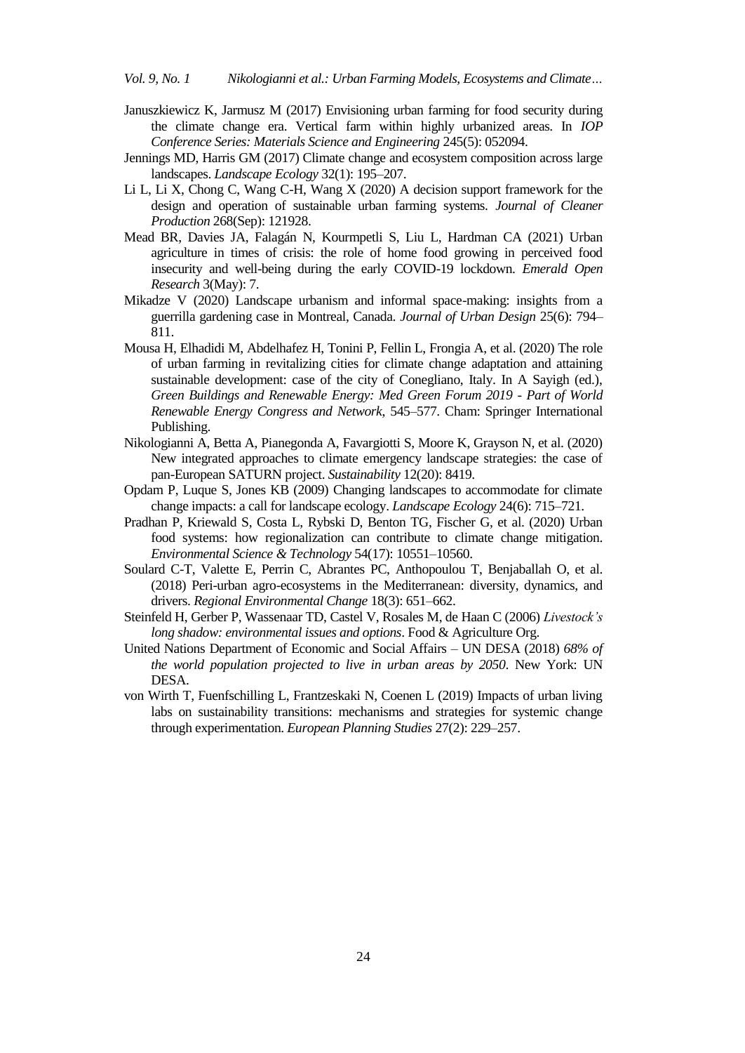Januszkiewicz K, Jarmusz M (2017) Envisioning urban farming for food security during the climate change era. Vertical farm within highly urbanized areas. In *IOP Conference Series: Materials Science and Engineering* 245(5): 052094.

Jennings MD, Harris GM (2017) Climate change and ecosystem composition across large landscapes. *Landscape Ecology* 32(1): 195–207.

Li L, Li X, Chong C, Wang C-H, Wang X (2020) A decision support framework for the design and operation of sustainable urban farming systems. *Journal of Cleaner Production* 268(Sep): 121928.

Mead BR, Davies JA, Falagán N, Kourmpetli S, Liu L, Hardman CA (2021) Urban agriculture in times of crisis: the role of home food growing in perceived food insecurity and well-being during the early COVID-19 lockdown. *Emerald Open Research* 3(May): 7.

Mikadze V (2020) Landscape urbanism and informal space-making: insights from a guerrilla gardening case in Montreal, Canada. *Journal of Urban Design* 25(6): 794–811.

Mousa H, Elhadidi M, Abdelhafez H, Tonini P, Fellin L, Frongia A, et al. (2020) The role of urban farming in revitalizing cities for climate change adaptation and attaining sustainable development: case of the city of Conegliano, Italy. In A Sayigh (ed.), *Green Buildings and Renewable Energy: Med Green Forum 2019 - Part of World Renewable Energy Congress and Network*, 545–577. Cham: Springer International Publishing.

Nikologianni A, Betta A, Pianegonda A, Favargiotti S, Moore K, Grayson N, et al. (2020) New integrated approaches to climate emergency landscape strategies: the case of pan-European SATURN project. *Sustainability* 12(20): 8419.

Opdam P, Luque S, Jones KB (2009) Changing landscapes to accommodate for climate change impacts: a call for landscape ecology. *Landscape Ecology* 24(6): 715–721.

Pradhan P, Kriewald S, Costa L, Rybski D, Benton TG, Fischer G, et al. (2020) Urban food systems: how regionalization can contribute to climate change mitigation. *Environmental Science & Technology* 54(17): 10551–10560.

Soulard C-T, Valette E, Perrin C, Abrantes PC, Anthopoulou T, Benjaballah O, et al. (2018) Peri-urban agro-ecosystems in the Mediterranean: diversity, dynamics, and drivers. *Regional Environmental Change* 18(3): 651–662.

Steinfeld H, Gerber P, Wassenaar TD, Castel V, Rosales M, de Haan C (2006) *Livestock's long shadow: environmental issues and options*. Food & Agriculture Org.

United Nations Department of Economic and Social Affairs – UN DESA (2018) *68% of the world population projected to live in urban areas by 2050*. New York: UN DESA.

von Wirth T, Fuenfschilling L, Frantzeskaki N, Coenen L (2019) Impacts of urban living labs on sustainability transitions: mechanisms and strategies for systemic change through experimentation. *European Planning Studies* 27(2): 229–257.